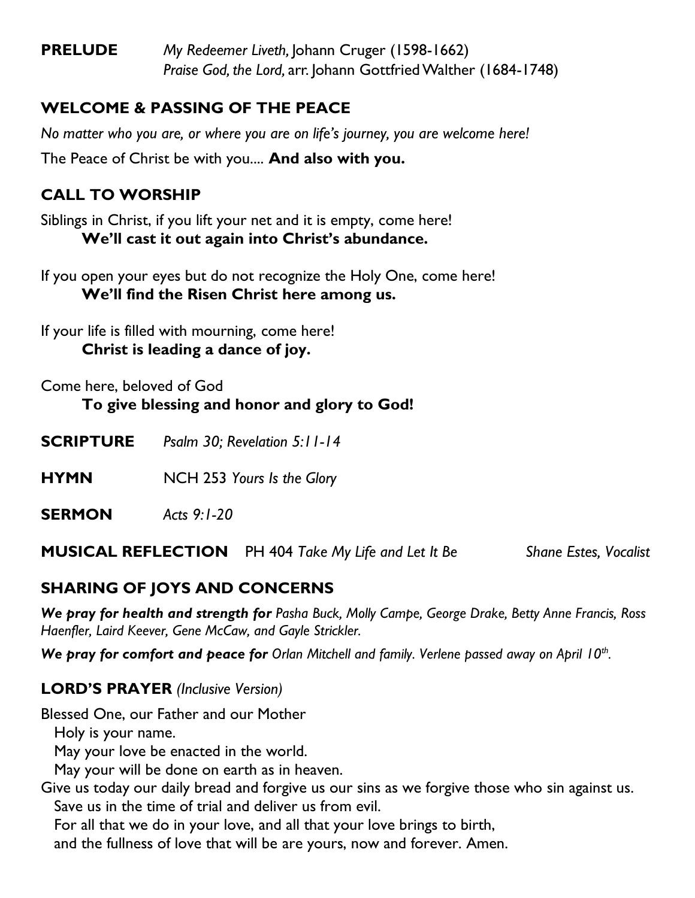**PRELUDE** *My Redeemer Liveth,* Johann Cruger (1598-1662)
*Praise God, the Lord,* arr. Johann Gottfried Walther (1684-1748)

## WELCOME & PASSING OF THE PEACE

*No matter who you are, or where you are on life's journey, you are welcome here!*

The Peace of Christ be with you.... **And also with you.**

## CALL TO WORSHIP

Siblings in Christ, if you lift your net and it is empty, come here!
**We'll cast it out again into Christ's abundance.**

If you open your eyes but do not recognize the Holy One, come here!
**We'll find the Risen Christ here among us.**

If your life is filled with mourning, come here!
**Christ is leading a dance of joy.**

Come here, beloved of God
**To give blessing and honor and glory to God!**

**SCRIPTURE** *Psalm 30; Revelation 5:11-14*

**HYMN** NCH 253 *Yours Is the Glory*

**SERMON** *Acts 9:1-20*

**MUSICAL REFLECTION** PH 404 *Take My Life and Let It Be* *Shane Estes, Vocalist*

## SHARING OF JOYS AND CONCERNS

***We pray for health and strength for*** *Pasha Buck, Molly Campe, George Drake, Betty Anne Francis, Ross Haenfler, Laird Keever, Gene McCaw, and Gayle Strickler.*

***We pray for comfort and peace for*** *Orlan Mitchell and family. Verlene passed away on April 10th.*

## LORD'S PRAYER *(Inclusive Version)*

Blessed One, our Father and our Mother
Holy is your name.
May your love be enacted in the world.
May your will be done on earth as in heaven.
Give us today our daily bread and forgive us our sins as we forgive those who sin against us.
Save us in the time of trial and deliver us from evil.
For all that we do in your love, and all that your love brings to birth,
and the fullness of love that will be are yours, now and forever. Amen.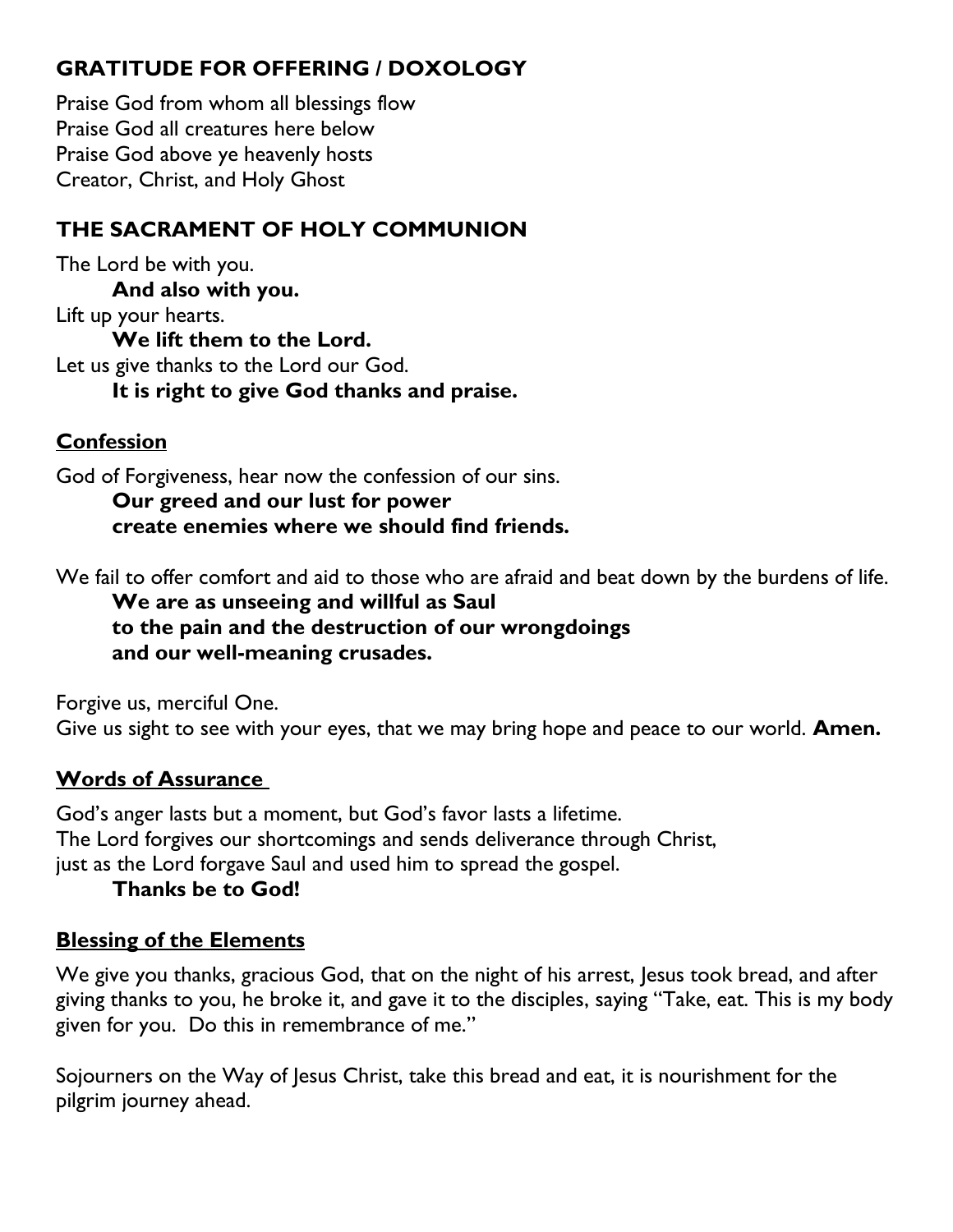## GRATITUDE FOR OFFERING / DOXOLOGY

Praise God from whom all blessings flow
Praise God all creatures here below
Praise God above ye heavenly hosts
Creator, Christ, and Holy Ghost

## THE SACRAMENT OF HOLY COMMUNION

The Lord be with you.
**And also with you.**
Lift up your hearts.
**We lift them to the Lord.**
Let us give thanks to the Lord our God.
**It is right to give God thanks and praise.**

### Confession

God of Forgiveness, hear now the confession of our sins.
**Our greed and our lust for power**
**create enemies where we should find friends.**

We fail to offer comfort and aid to those who are afraid and beat down by the burdens of life.
**We are as unseeing and willful as Saul**
**to the pain and the destruction of our wrongdoings**
**and our well-meaning crusades.**

Forgive us, merciful One.
Give us sight to see with your eyes, that we may bring hope and peace to our world. **Amen.**

### Words of Assurance

God's anger lasts but a moment, but God's favor lasts a lifetime.
The Lord forgives our shortcomings and sends deliverance through Christ,
just as the Lord forgave Saul and used him to spread the gospel.
**Thanks be to God!**

### Blessing of the Elements

We give you thanks, gracious God, that on the night of his arrest, Jesus took bread, and after giving thanks to you, he broke it, and gave it to the disciples, saying "Take, eat. This is my body given for you. Do this in remembrance of me."

Sojourners on the Way of Jesus Christ, take this bread and eat, it is nourishment for the pilgrim journey ahead.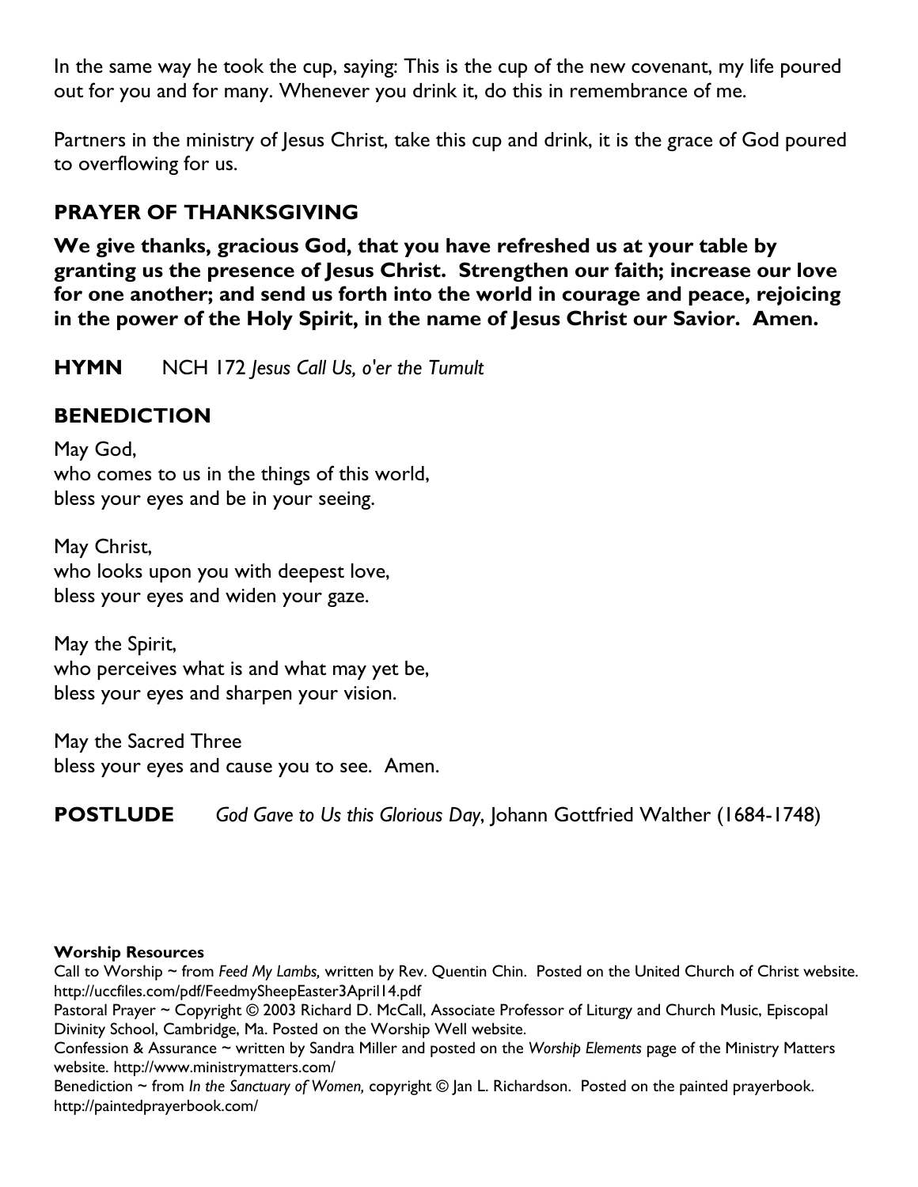In the same way he took the cup, saying: This is the cup of the new covenant, my life poured out for you and for many. Whenever you drink it, do this in remembrance of me.

Partners in the ministry of Jesus Christ, take this cup and drink, it is the grace of God poured to overflowing for us.

## PRAYER OF THANKSGIVING

**We give thanks, gracious God, that you have refreshed us at your table by granting us the presence of Jesus Christ. Strengthen our faith; increase our love for one another; and send us forth into the world in courage and peace, rejoicing in the power of the Holy Spirit, in the name of Jesus Christ our Savior. Amen.**

**HYMN** NCH 172 *Jesus Call Us, o'er the Tumult*

## BENEDICTION

May God,
who comes to us in the things of this world,
bless your eyes and be in your seeing.

May Christ,
who looks upon you with deepest love,
bless your eyes and widen your gaze.

May the Spirit,
who perceives what is and what may yet be,
bless your eyes and sharpen your vision.

May the Sacred Three
bless your eyes and cause you to see. Amen.

**POSTLUDE** *God Gave to Us this Glorious Day*, Johann Gottfried Walther (1684-1748)

**Worship Resources**

Call to Worship ~ from *Feed My Lambs,* written by Rev. Quentin Chin. Posted on the United Church of Christ website. http://uccfiles.com/pdf/FeedmySheepEaster3April14.pdf

Pastoral Prayer ~ Copyright © 2003 Richard D. McCall, Associate Professor of Liturgy and Church Music, Episcopal Divinity School, Cambridge, Ma. Posted on the Worship Well website.

Confession & Assurance ~ written by Sandra Miller and posted on the *Worship Elements* page of the Ministry Matters website. http://www.ministrymatters.com/

Benediction ~ from *In the Sanctuary of Women,* copyright © Jan L. Richardson. Posted on the painted prayerbook. http://paintedprayerbook.com/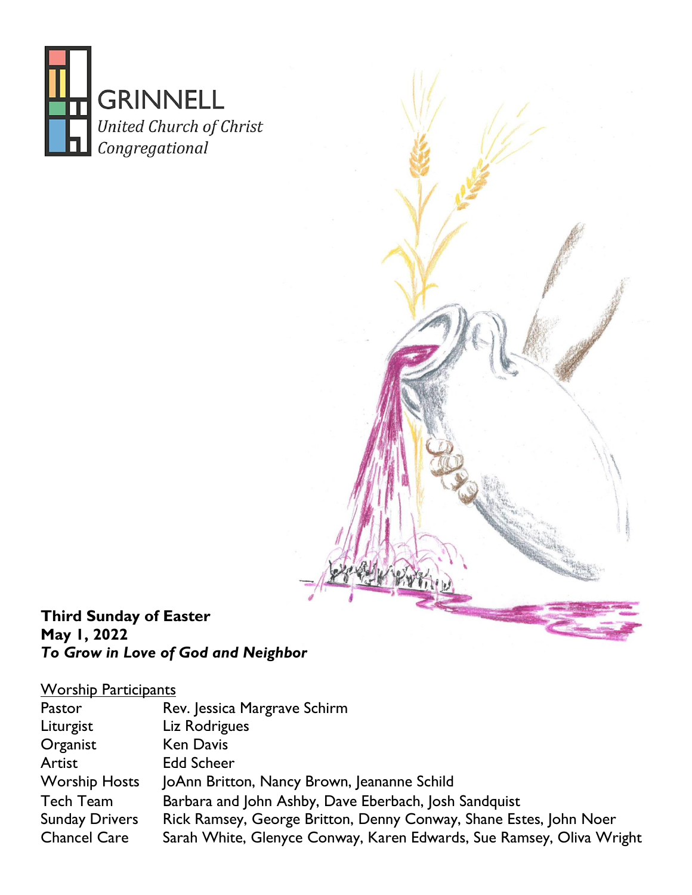GRINNELL
*United Church of Christ*
*Congregational*

**Third Sunday of Easter**
**May 1, 2022**
***To Grow in Love of God and Neighbor***

Worship Participants

| | |
|---|---|
| Pastor | Rev. Jessica Margrave Schirm |
| Liturgist | Liz Rodrigues |
| Organist | Ken Davis |
| Artist | Edd Scheer |
| Worship Hosts | JoAnn Britton, Nancy Brown, Jeananne Schild |
| Tech Team | Barbara and John Ashby, Dave Eberbach, Josh Sandquist |
| Sunday Drivers | Rick Ramsey, George Britton, Denny Conway, Shane Estes, John Noer |
| Chancel Care | Sarah White, Glenyce Conway, Karen Edwards, Sue Ramsey, Oliva Wright |